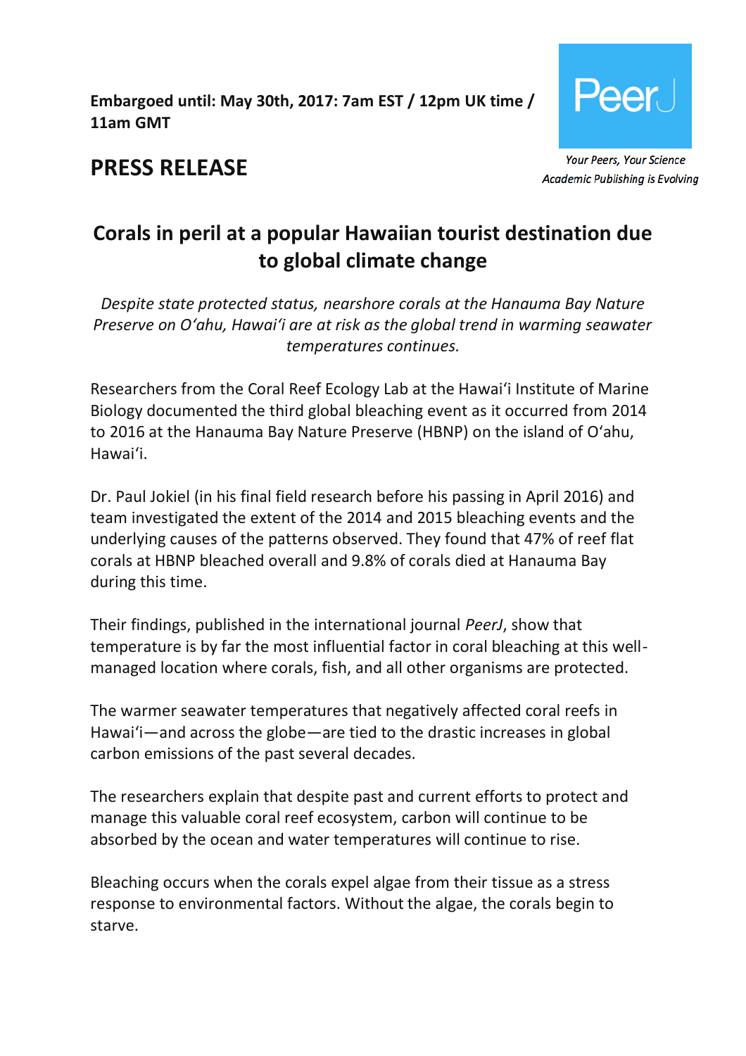**Embargoed until: May 30th, 2017: 7am EST / 12pm UK time / 11am GMT**

PeerJ

*Your Peers, Your Science*
*Academic Publishing is Evolving*

# PRESS RELEASE

## Corals in peril at a popular Hawaiian tourist destination due to global climate change

*Despite state protected status, nearshore corals at the Hanauma Bay Nature Preserve on O'ahu, Hawai'i are at risk as the global trend in warming seawater temperatures continues.*

Researchers from the Coral Reef Ecology Lab at the Hawai'i Institute of Marine Biology documented the third global bleaching event as it occurred from 2014 to 2016 at the Hanauma Bay Nature Preserve (HBNP) on the island of O'ahu, Hawai'i.

Dr. Paul Jokiel (in his final field research before his passing in April 2016) and team investigated the extent of the 2014 and 2015 bleaching events and the underlying causes of the patterns observed. They found that 47% of reef flat corals at HBNP bleached overall and 9.8% of corals died at Hanauma Bay during this time.

Their findings, published in the international journal *PeerJ*, show that temperature is by far the most influential factor in coral bleaching at this well-managed location where corals, fish, and all other organisms are protected.

The warmer seawater temperatures that negatively affected coral reefs in Hawai'i—and across the globe—are tied to the drastic increases in global carbon emissions of the past several decades.

The researchers explain that despite past and current efforts to protect and manage this valuable coral reef ecosystem, carbon will continue to be absorbed by the ocean and water temperatures will continue to rise.

Bleaching occurs when the corals expel algae from their tissue as a stress response to environmental factors. Without the algae, the corals begin to starve.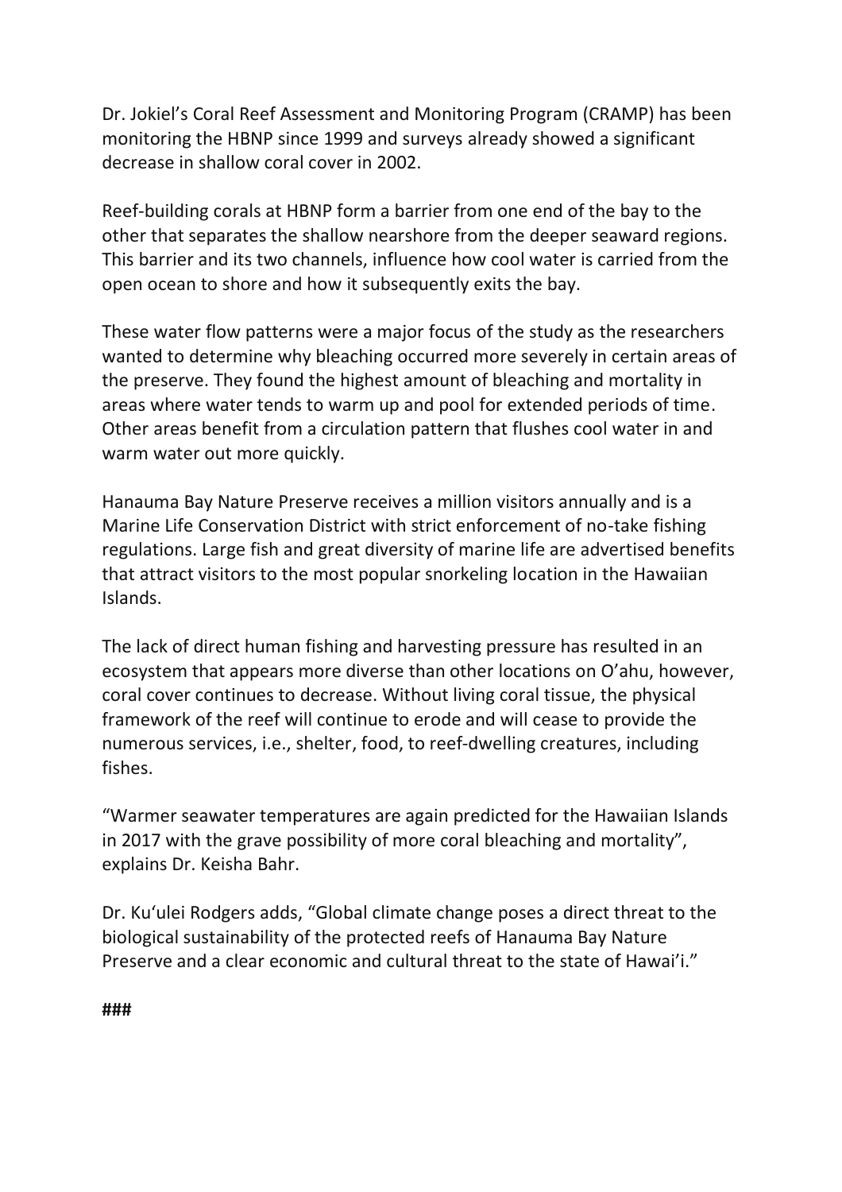Dr. Jokiel's Coral Reef Assessment and Monitoring Program (CRAMP) has been monitoring the HBNP since 1999 and surveys already showed a significant decrease in shallow coral cover in 2002.

Reef-building corals at HBNP form a barrier from one end of the bay to the other that separates the shallow nearshore from the deeper seaward regions. This barrier and its two channels, influence how cool water is carried from the open ocean to shore and how it subsequently exits the bay.

These water flow patterns were a major focus of the study as the researchers wanted to determine why bleaching occurred more severely in certain areas of the preserve. They found the highest amount of bleaching and mortality in areas where water tends to warm up and pool for extended periods of time. Other areas benefit from a circulation pattern that flushes cool water in and warm water out more quickly.

Hanauma Bay Nature Preserve receives a million visitors annually and is a Marine Life Conservation District with strict enforcement of no-take fishing regulations. Large fish and great diversity of marine life are advertised benefits that attract visitors to the most popular snorkeling location in the Hawaiian Islands.

The lack of direct human fishing and harvesting pressure has resulted in an ecosystem that appears more diverse than other locations on O'ahu, however, coral cover continues to decrease. Without living coral tissue, the physical framework of the reef will continue to erode and will cease to provide the numerous services, i.e., shelter, food, to reef-dwelling creatures, including fishes.

"Warmer seawater temperatures are again predicted for the Hawaiian Islands in 2017 with the grave possibility of more coral bleaching and mortality", explains Dr. Keisha Bahr.

Dr. Ku'ulei Rodgers adds, "Global climate change poses a direct threat to the biological sustainability of the protected reefs of Hanauma Bay Nature Preserve and a clear economic and cultural threat to the state of Hawai'i."

**###**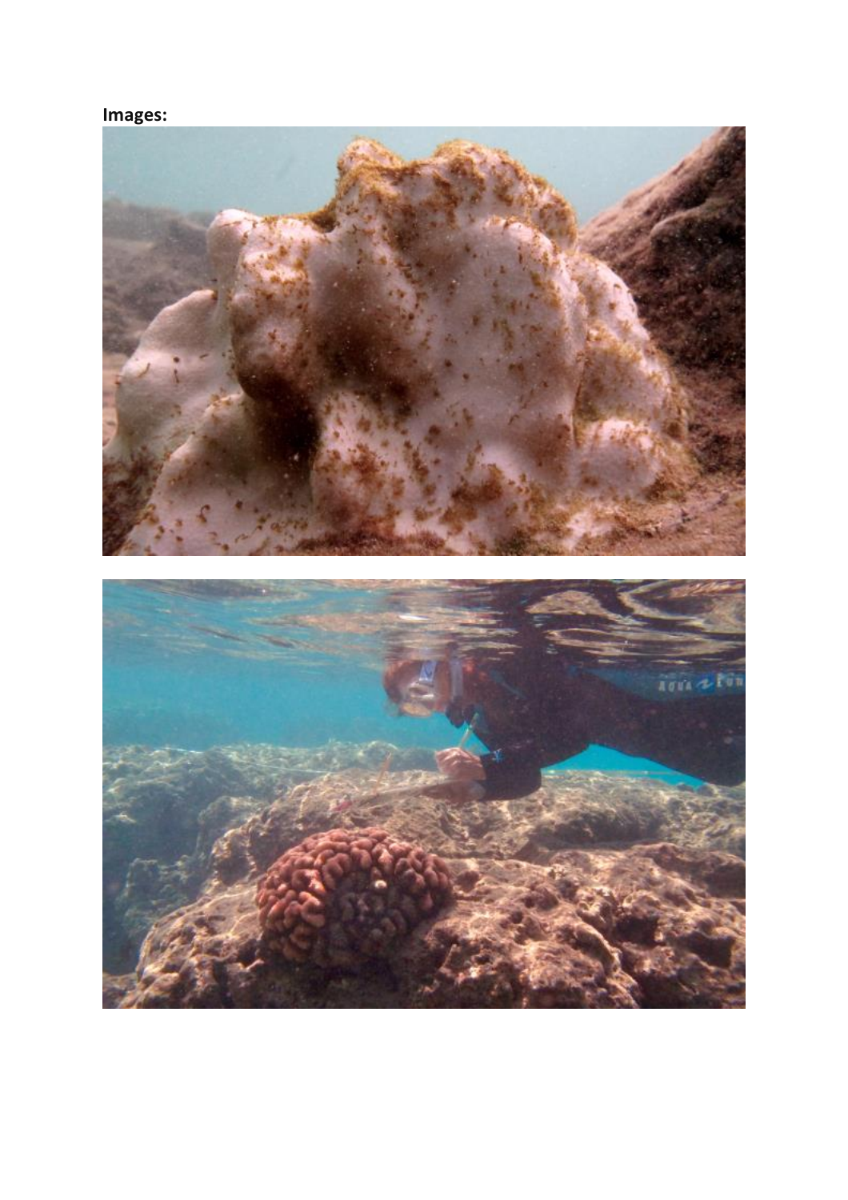**Images:**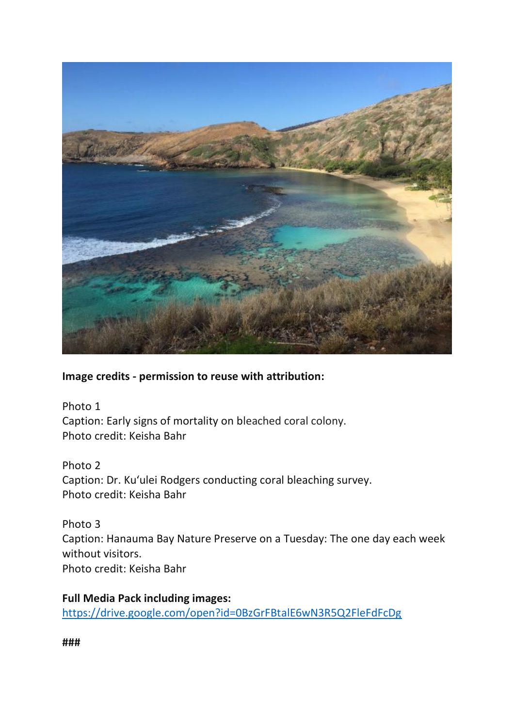**Image credits - permission to reuse with attribution:**

Photo 1
Caption: Early signs of mortality on bleached coral colony.
Photo credit: Keisha Bahr

Photo 2
Caption: Dr. Kuʻulei Rodgers conducting coral bleaching survey.
Photo credit: Keisha Bahr

Photo 3
Caption: Hanauma Bay Nature Preserve on a Tuesday: The one day each week without visitors.
Photo credit: Keisha Bahr

**Full Media Pack including images:**
[https://drive.google.com/open?id=0BzGrFBtalE6wN3R5Q2FleFdFcDg](https://drive.google.com/open?id=0BzGrFBtalE6wN3R5Q2FleFdFcDg)

**###**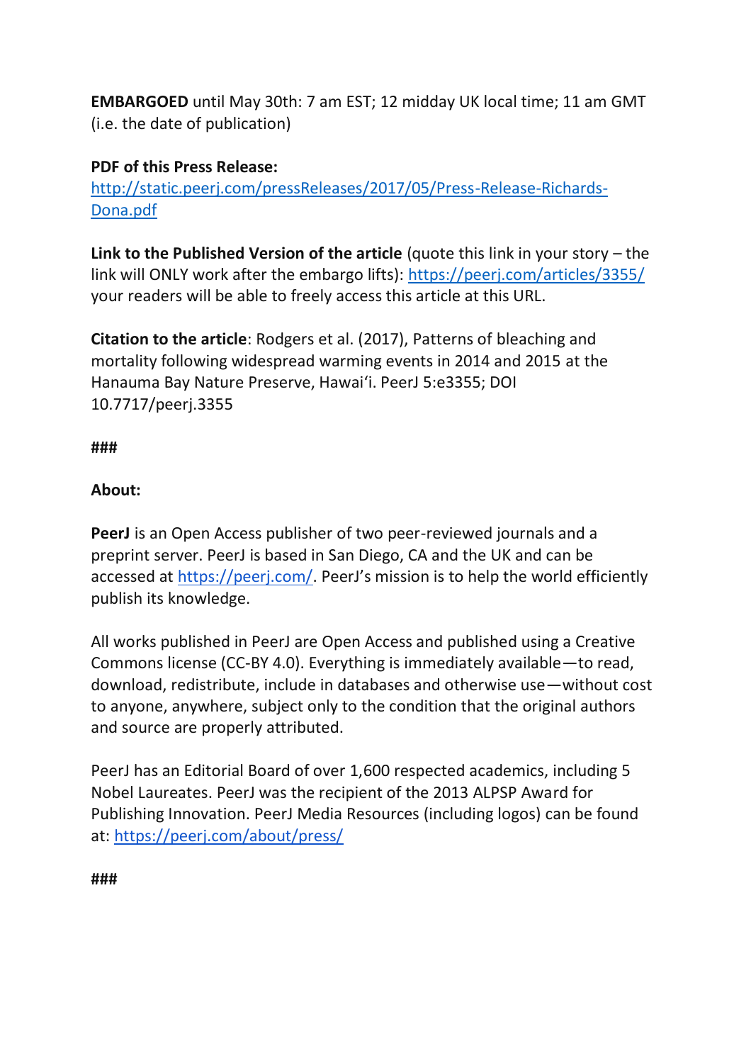**EMBARGOED** until May 30th: 7 am EST; 12 midday UK local time; 11 am GMT (i.e. the date of publication)

**PDF of this Press Release:**
http://static.peerj.com/pressReleases/2017/05/Press-Release-Richards-Dona.pdf

**Link to the Published Version of the article** (quote this link in your story – the link will ONLY work after the embargo lifts): https://peerj.com/articles/3355/ your readers will be able to freely access this article at this URL.

**Citation to the article**: Rodgers et al. (2017), Patterns of bleaching and mortality following widespread warming events in 2014 and 2015 at the Hanauma Bay Nature Preserve, Hawaiʻi. PeerJ 5:e3355; DOI 10.7717/peerj.3355

###

**About:**

**PeerJ** is an Open Access publisher of two peer-reviewed journals and a preprint server. PeerJ is based in San Diego, CA and the UK and can be accessed at https://peerj.com/. PeerJ's mission is to help the world efficiently publish its knowledge.

All works published in PeerJ are Open Access and published using a Creative Commons license (CC-BY 4.0). Everything is immediately available—to read, download, redistribute, include in databases and otherwise use—without cost to anyone, anywhere, subject only to the condition that the original authors and source are properly attributed.

PeerJ has an Editorial Board of over 1,600 respected academics, including 5 Nobel Laureates. PeerJ was the recipient of the 2013 ALPSP Award for Publishing Innovation. PeerJ Media Resources (including logos) can be found at: https://peerj.com/about/press/

###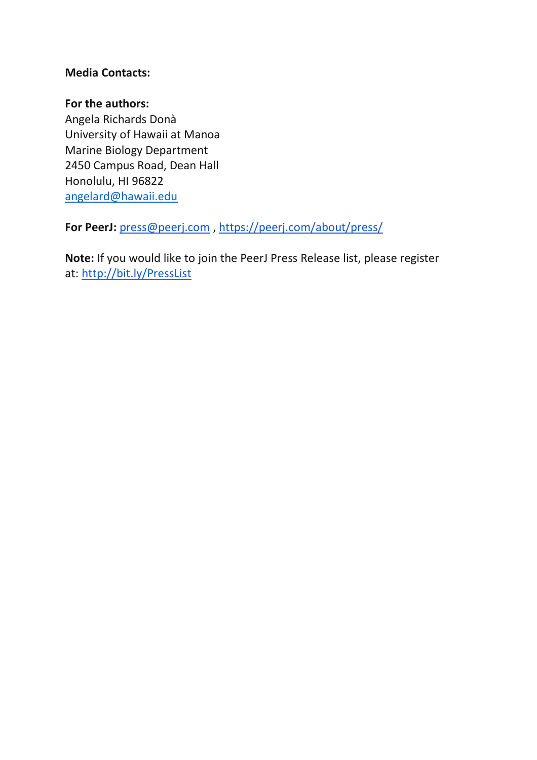**Media Contacts:**

**For the authors:**
Angela Richards Donà
University of Hawaii at Manoa
Marine Biology Department
2450 Campus Road, Dean Hall
Honolulu, HI 96822
angelard@hawaii.edu

**For PeerJ:** press@peerj.com , https://peerj.com/about/press/

**Note:** If you would like to join the PeerJ Press Release list, please register at: http://bit.ly/PressList